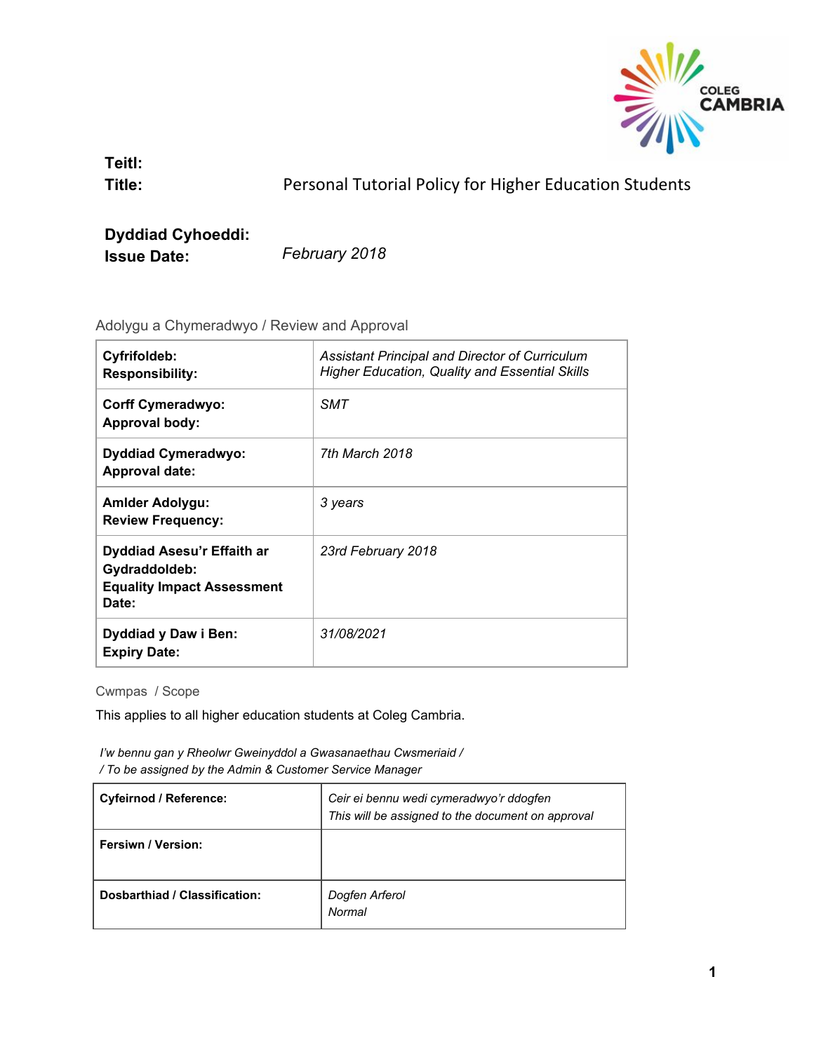**Teitl:**
**Title:** Personal Tutorial Policy for Higher Education Students

**Dyddiad Cyhoeddi:**
**Issue Date:** *February 2018*

Adolygu a Chymeradwyo / Review and Approval

| | |
|---|---|
| **Cyfrifoldeb:** **Responsibility:** | *Assistant Principal and Director of Curriculum Higher Education, Quality and Essential Skills* |
| **Corff Cymeradwyo:** **Approval body:** | *SMT* |
| **Dyddiad Cymeradwyo:** **Approval date:** | *7th March 2018* |
| **Amlder Adolygu:** **Review Frequency:** | *3 years* |
| **Dyddiad Asesu'r Effaith ar Gydraddoldeb:** **Equality Impact Assessment Date:** | *23rd February 2018* |
| **Dyddiad y Daw i Ben:** **Expiry Date:** | *31/08/2021* |

Cwmpas / Scope

This applies to all higher education students at Coleg Cambria.

*I'w bennu gan y Rheolwr Gweinyddol a Gwasanaethau Cwsmeriaid /*
*/ To be assigned by the Admin & Customer Service Manager*

| | |
|---|---|
| **Cyfeirnod / Reference:** | *Ceir ei bennu wedi cymeradwyo'r ddogfen* *This will be assigned to the document on approval* |
| **Fersiwn / Version:** | |
| **Dosbarthiad / Classification:** | *Dogfen Arferol* *Normal* |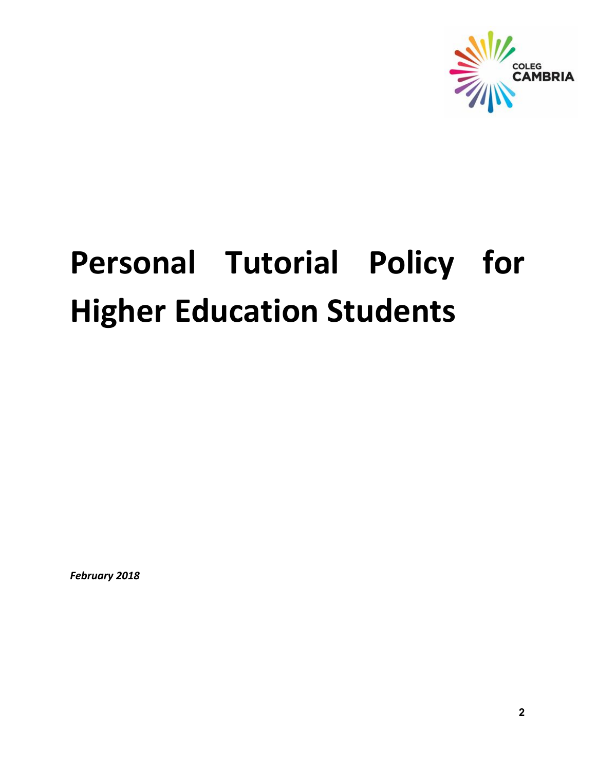# Personal Tutorial Policy for Higher Education Students

***February 2018***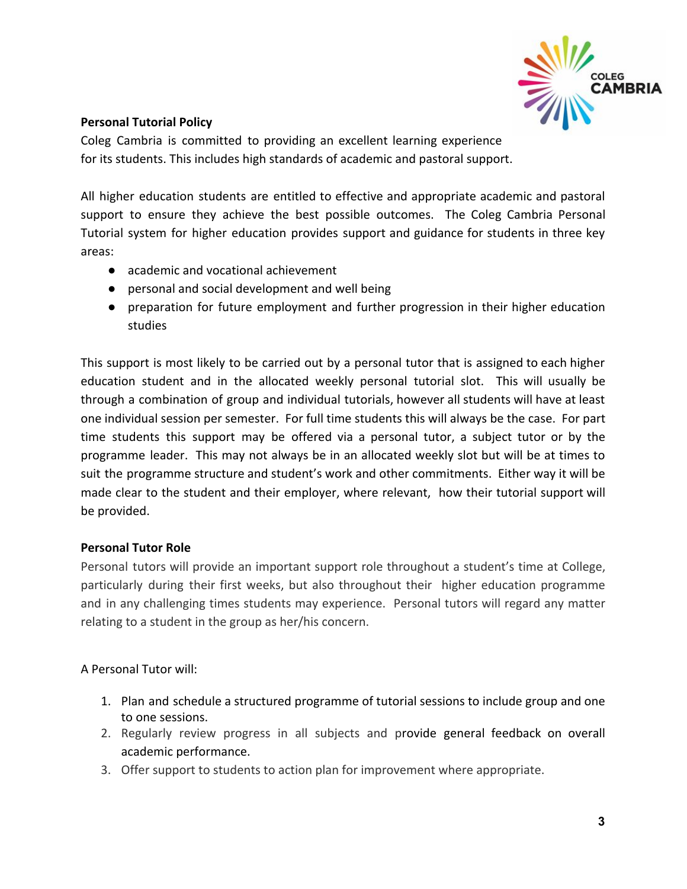**Personal Tutorial Policy**

Coleg Cambria is committed to providing an excellent learning experience for its students. This includes high standards of academic and pastoral support.

All higher education students are entitled to effective and appropriate academic and pastoral support to ensure they achieve the best possible outcomes. The Coleg Cambria Personal Tutorial system for higher education provides support and guidance for students in three key areas:

- academic and vocational achievement
- personal and social development and well being
- preparation for future employment and further progression in their higher education studies

This support is most likely to be carried out by a personal tutor that is assigned to each higher education student and in the allocated weekly personal tutorial slot. This will usually be through a combination of group and individual tutorials, however all students will have at least one individual session per semester. For full time students this will always be the case. For part time students this support may be offered via a personal tutor, a subject tutor or by the programme leader. This may not always be in an allocated weekly slot but will be at times to suit the programme structure and student's work and other commitments. Either way it will be made clear to the student and their employer, where relevant, how their tutorial support will be provided.

**Personal Tutor Role**

Personal tutors will provide an important support role throughout a student's time at College, particularly during their first weeks, but also throughout their higher education programme and in any challenging times students may experience. Personal tutors will regard any matter relating to a student in the group as her/his concern.

A Personal Tutor will:

1. Plan and schedule a structured programme of tutorial sessions to include group and one to one sessions.
2. Regularly review progress in all subjects and provide general feedback on overall academic performance.
3. Offer support to students to action plan for improvement where appropriate.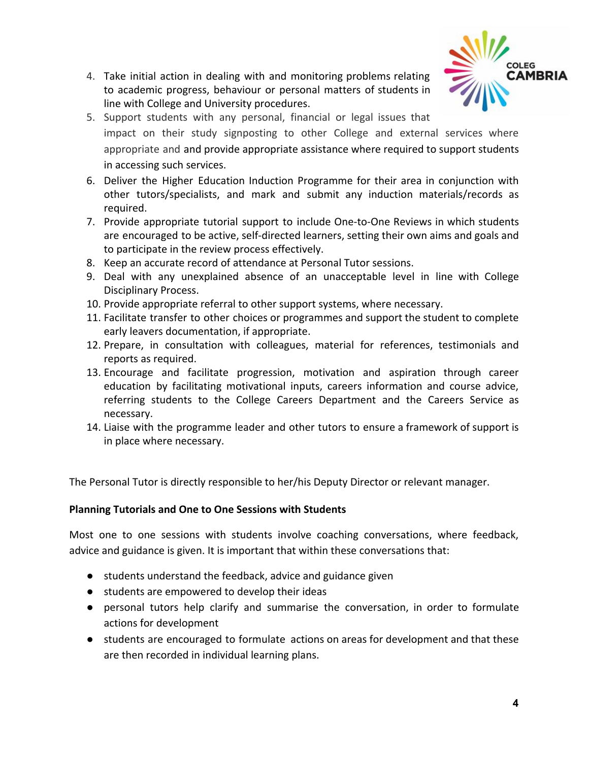4. Take initial action in dealing with and monitoring problems relating to academic progress, behaviour or personal matters of students in line with College and University procedures.
5. Support students with any personal, financial or legal issues that impact on their study signposting to other College and external services where appropriate and and provide appropriate assistance where required to support students in accessing such services.
6. Deliver the Higher Education Induction Programme for their area in conjunction with other tutors/specialists, and mark and submit any induction materials/records as required.
7. Provide appropriate tutorial support to include One-to-One Reviews in which students are encouraged to be active, self-directed learners, setting their own aims and goals and to participate in the review process effectively.
8. Keep an accurate record of attendance at Personal Tutor sessions.
9. Deal with any unexplained absence of an unacceptable level in line with College Disciplinary Process.
10. Provide appropriate referral to other support systems, where necessary.
11. Facilitate transfer to other choices or programmes and support the student to complete early leavers documentation, if appropriate.
12. Prepare, in consultation with colleagues, material for references, testimonials and reports as required.
13. Encourage and facilitate progression, motivation and aspiration through career education by facilitating motivational inputs, careers information and course advice, referring students to the College Careers Department and the Careers Service as necessary.
14. Liaise with the programme leader and other tutors to ensure a framework of support is in place where necessary.

The Personal Tutor is directly responsible to her/his Deputy Director or relevant manager.

**Planning Tutorials and One to One Sessions with Students**

Most one to one sessions with students involve coaching conversations, where feedback, advice and guidance is given. It is important that within these conversations that:

- students understand the feedback, advice and guidance given
- students are empowered to develop their ideas
- personal tutors help clarify and summarise the conversation, in order to formulate actions for development
- students are encouraged to formulate actions on areas for development and that these are then recorded in individual learning plans.